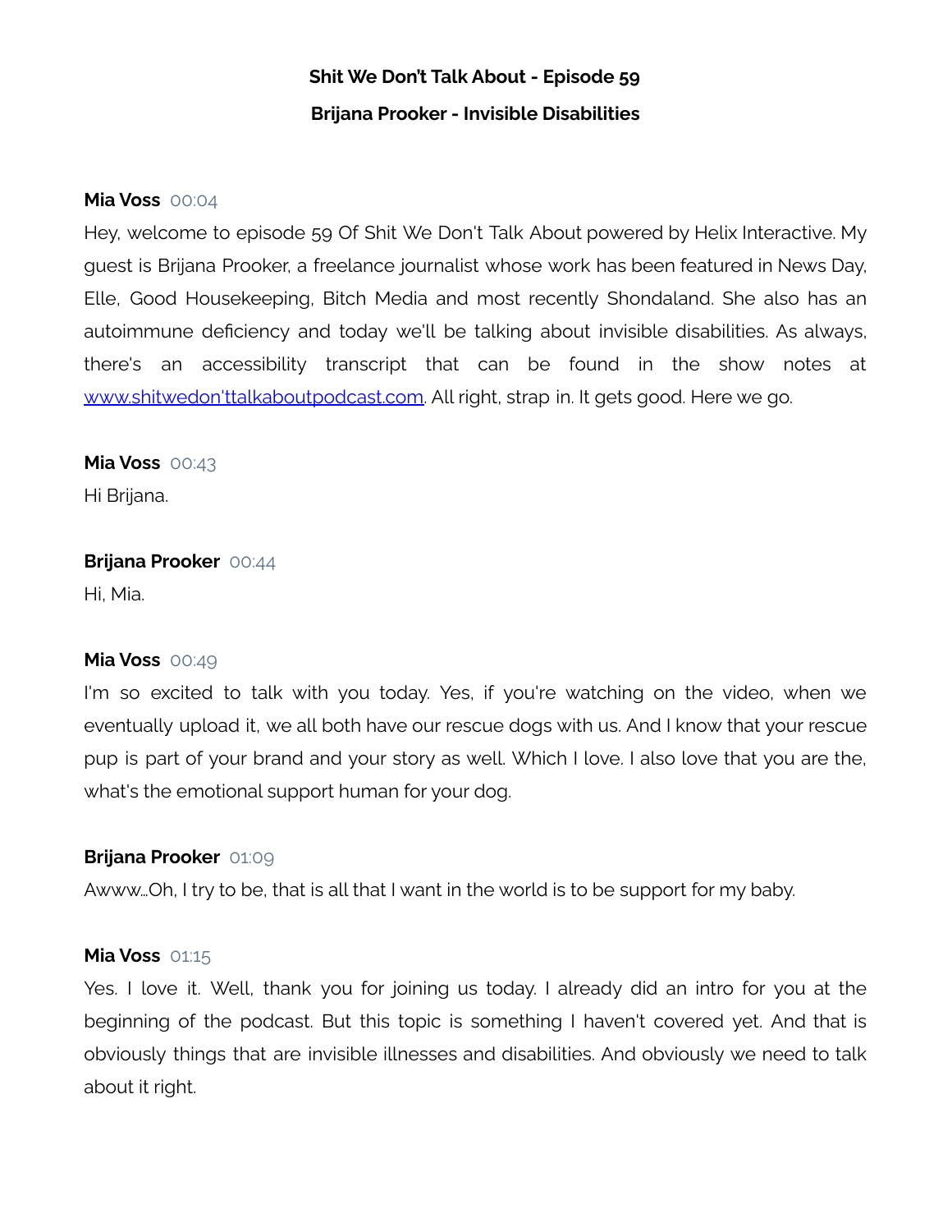**Shit We Don't Talk About - Episode 59**

**Brijana Prooker - Invisible Disabilities**

**Mia Voss** 00:04

Hey, welcome to episode 59 Of Shit We Don't Talk About powered by Helix Interactive. My guest is Brijana Prooker, a freelance journalist whose work has been featured in News Day, Elle, Good Housekeeping, Bitch Media and most recently Shondaland. She also has an autoimmune deficiency and today we'll be talking about invisible disabilities. As always, there's an accessibility transcript that can be found in the show notes at [www.shitwedon'ttalkaboutpodcast.com](www.shitwedon'ttalkaboutpodcast.com). All right, strap in. It gets good. Here we go.

**Mia Voss** 00:43

Hi Brijana.

**Brijana Prooker** 00:44

Hi, Mia.

**Mia Voss** 00:49

I'm so excited to talk with you today. Yes, if you're watching on the video, when we eventually upload it, we all both have our rescue dogs with us. And I know that your rescue pup is part of your brand and your story as well. Which I love. I also love that you are the, what's the emotional support human for your dog.

**Brijana Prooker** 01:09

Awww...Oh, I try to be, that is all that I want in the world is to be support for my baby.

**Mia Voss** 01:15

Yes. I love it. Well, thank you for joining us today. I already did an intro for you at the beginning of the podcast. But this topic is something I haven't covered yet. And that is obviously things that are invisible illnesses and disabilities. And obviously we need to talk about it right.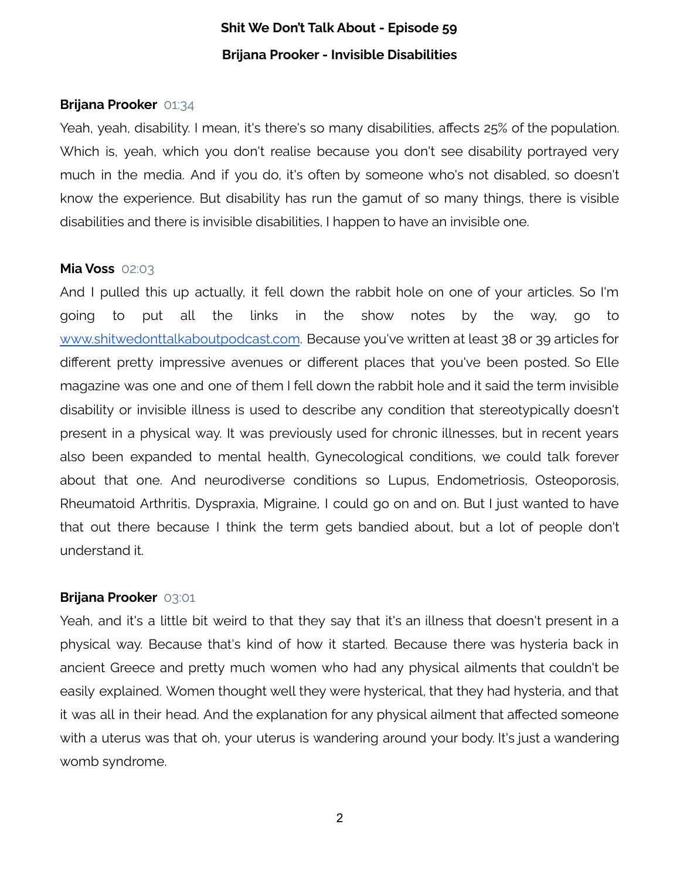**Brijana Prooker** 01:34

Yeah, yeah, disability. I mean, it's there's so many disabilities, affects 25% of the population. Which is, yeah, which you don't realise because you don't see disability portrayed very much in the media. And if you do, it's often by someone who's not disabled, so doesn't know the experience. But disability has run the gamut of so many things, there is visible disabilities and there is invisible disabilities, I happen to have an invisible one.

**Mia Voss** 02:03

And I pulled this up actually, it fell down the rabbit hole on one of your articles. So I'm going to put all the links in the show notes by the way, go to [www.shitwedonttalkaboutpodcast.com](www.shitwedonttalkaboutpodcast.com). Because you've written at least 38 or 39 articles for different pretty impressive avenues or different places that you've been posted. So Elle magazine was one and one of them I fell down the rabbit hole and it said the term invisible disability or invisible illness is used to describe any condition that stereotypically doesn't present in a physical way. It was previously used for chronic illnesses, but in recent years also been expanded to mental health, Gynecological conditions, we could talk forever about that one. And neurodiverse conditions so Lupus, Endometriosis, Osteoporosis, Rheumatoid Arthritis, Dyspraxia, Migraine, I could go on and on. But I just wanted to have that out there because I think the term gets bandied about, but a lot of people don't understand it.

**Brijana Prooker** 03:01

Yeah, and it's a little bit weird to that they say that it's an illness that doesn't present in a physical way. Because that's kind of how it started. Because there was hysteria back in ancient Greece and pretty much women who had any physical ailments that couldn't be easily explained. Women thought well they were hysterical, that they had hysteria, and that it was all in their head. And the explanation for any physical ailment that affected someone with a uterus was that oh, your uterus is wandering around your body. It's just a wandering womb syndrome.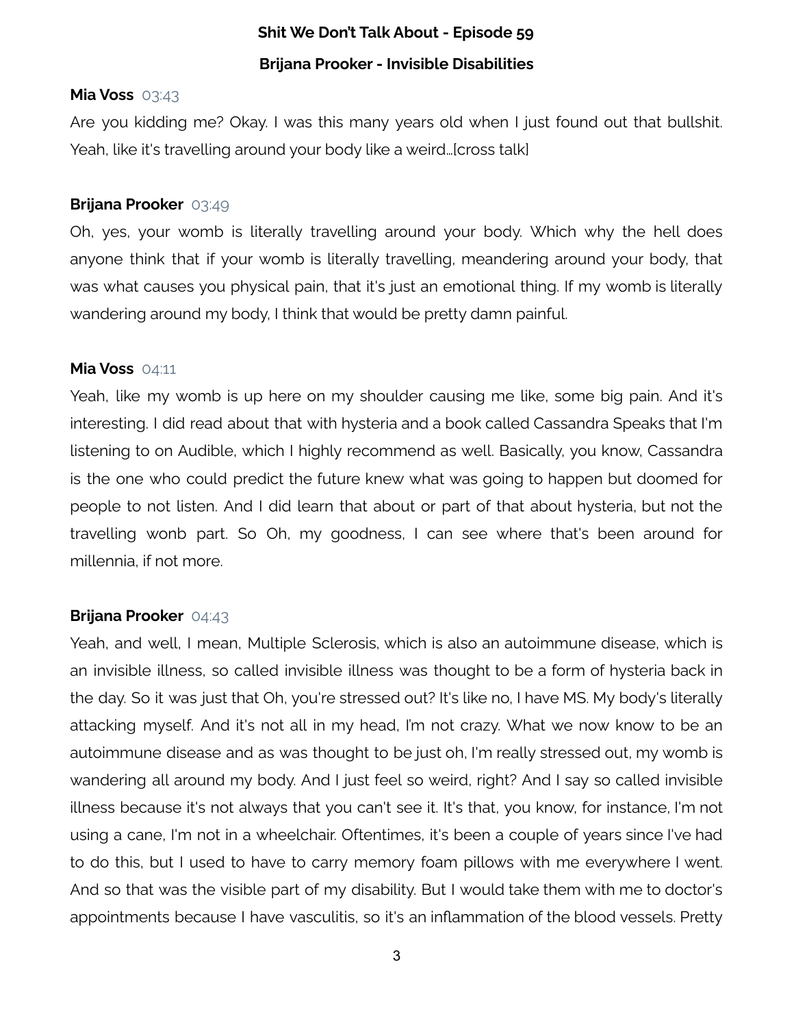**Mia Voss** 03:43

Are you kidding me? Okay. I was this many years old when I just found out that bullshit. Yeah, like it's travelling around your body like a weird…[cross talk]

**Brijana Prooker** 03:49

Oh, yes, your womb is literally travelling around your body. Which why the hell does anyone think that if your womb is literally travelling, meandering around your body, that was what causes you physical pain, that it's just an emotional thing. If my womb is literally wandering around my body, I think that would be pretty damn painful.

**Mia Voss** 04:11

Yeah, like my womb is up here on my shoulder causing me like, some big pain. And it's interesting. I did read about that with hysteria and a book called Cassandra Speaks that I'm listening to on Audible, which I highly recommend as well. Basically, you know, Cassandra is the one who could predict the future knew what was going to happen but doomed for people to not listen. And I did learn that about or part of that about hysteria, but not the travelling wonb part. So Oh, my goodness, I can see where that's been around for millennia, if not more.

**Brijana Prooker** 04:43

Yeah, and well, I mean, Multiple Sclerosis, which is also an autoimmune disease, which is an invisible illness, so called invisible illness was thought to be a form of hysteria back in the day. So it was just that Oh, you're stressed out? It's like no, I have MS. My body's literally attacking myself. And it's not all in my head, I'm not crazy. What we now know to be an autoimmune disease and as was thought to be just oh, I'm really stressed out, my womb is wandering all around my body. And I just feel so weird, right? And I say so called invisible illness because it's not always that you can't see it. It's that, you know, for instance, I'm not using a cane, I'm not in a wheelchair. Oftentimes, it's been a couple of years since I've had to do this, but I used to have to carry memory foam pillows with me everywhere I went. And so that was the visible part of my disability. But I would take them with me to doctor's appointments because I have vasculitis, so it's an inflammation of the blood vessels. Pretty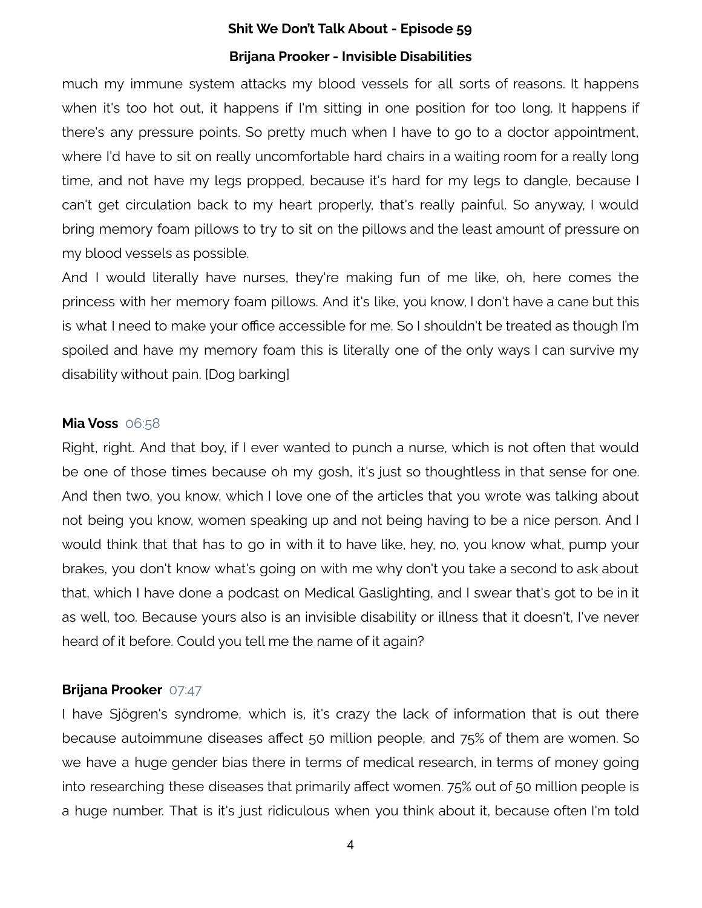much my immune system attacks my blood vessels for all sorts of reasons. It happens when it's too hot out, it happens if I'm sitting in one position for too long. It happens if there's any pressure points. So pretty much when I have to go to a doctor appointment, where I'd have to sit on really uncomfortable hard chairs in a waiting room for a really long time, and not have my legs propped, because it's hard for my legs to dangle, because I can't get circulation back to my heart properly, that's really painful. So anyway, I would bring memory foam pillows to try to sit on the pillows and the least amount of pressure on my blood vessels as possible.

And I would literally have nurses, they're making fun of me like, oh, here comes the princess with her memory foam pillows. And it's like, you know, I don't have a cane but this is what I need to make your office accessible for me. So I shouldn't be treated as though I'm spoiled and have my memory foam this is literally one of the only ways I can survive my disability without pain. [Dog barking]

**Mia Voss** 06:58

Right, right. And that boy, if I ever wanted to punch a nurse, which is not often that would be one of those times because oh my gosh, it's just so thoughtless in that sense for one. And then two, you know, which I love one of the articles that you wrote was talking about not being you know, women speaking up and not being having to be a nice person. And I would think that that has to go in with it to have like, hey, no, you know what, pump your brakes, you don't know what's going on with me why don't you take a second to ask about that, which I have done a podcast on Medical Gaslighting, and I swear that's got to be in it as well, too. Because yours also is an invisible disability or illness that it doesn't, I've never heard of it before. Could you tell me the name of it again?

**Brijana Prooker** 07:47

I have Sjögren's syndrome, which is, it's crazy the lack of information that is out there because autoimmune diseases affect 50 million people, and 75% of them are women. So we have a huge gender bias there in terms of medical research, in terms of money going into researching these diseases that primarily affect women. 75% out of 50 million people is a huge number. That is it's just ridiculous when you think about it, because often I'm told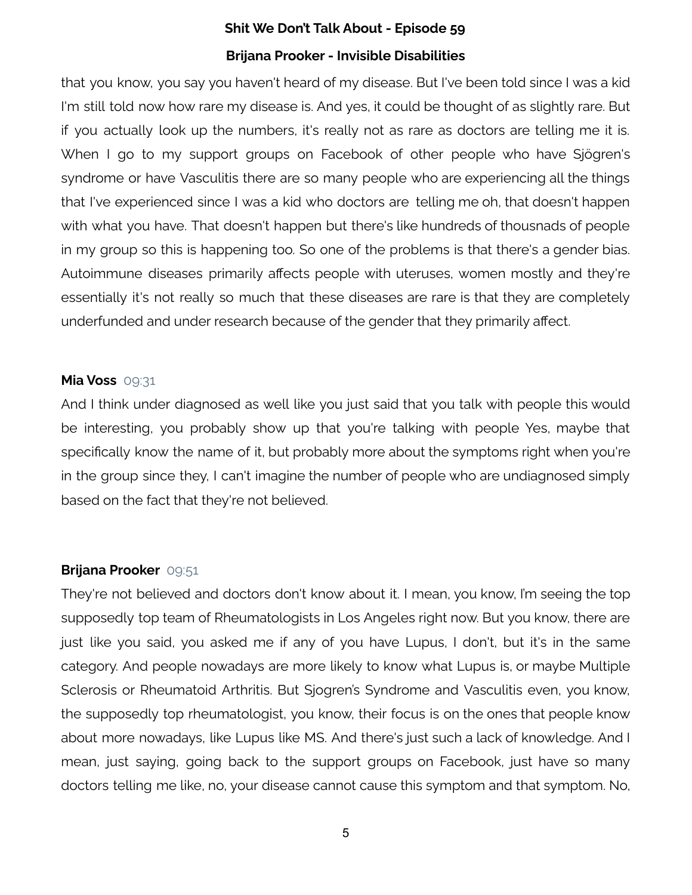that you know, you say you haven't heard of my disease. But I've been told since I was a kid I'm still told now how rare my disease is. And yes, it could be thought of as slightly rare. But if you actually look up the numbers, it's really not as rare as doctors are telling me it is. When I go to my support groups on Facebook of other people who have Sjögren's syndrome or have Vasculitis there are so many people who are experiencing all the things that I've experienced since I was a kid who doctors are  telling me oh, that doesn't happen with what you have. That doesn't happen but there's like hundreds of thousnads of people in my group so this is happening too. So one of the problems is that there's a gender bias. Autoimmune diseases primarily affects people with uteruses, women mostly and they're essentially it's not really so much that these diseases are rare is that they are completely underfunded and under research because of the gender that they primarily affect.

**Mia Voss** 09:31

And I think under diagnosed as well like you just said that you talk with people this would be interesting, you probably show up that you're talking with people Yes, maybe that specifically know the name of it, but probably more about the symptoms right when you're in the group since they, I can't imagine the number of people who are undiagnosed simply based on the fact that they're not believed.

**Brijana Prooker** 09:51

They're not believed and doctors don't know about it. I mean, you know, I'm seeing the top supposedly top team of Rheumatologists in Los Angeles right now. But you know, there are just like you said, you asked me if any of you have Lupus, I don't, but it's in the same category. And people nowadays are more likely to know what Lupus is, or maybe Multiple Sclerosis or Rheumatoid Arthritis. But Sjogren's Syndrome and Vasculitis even, you know, the supposedly top rheumatologist, you know, their focus is on the ones that people know about more nowadays, like Lupus like MS. And there's just such a lack of knowledge. And I mean, just saying, going back to the support groups on Facebook, just have so many doctors telling me like, no, your disease cannot cause this symptom and that symptom. No,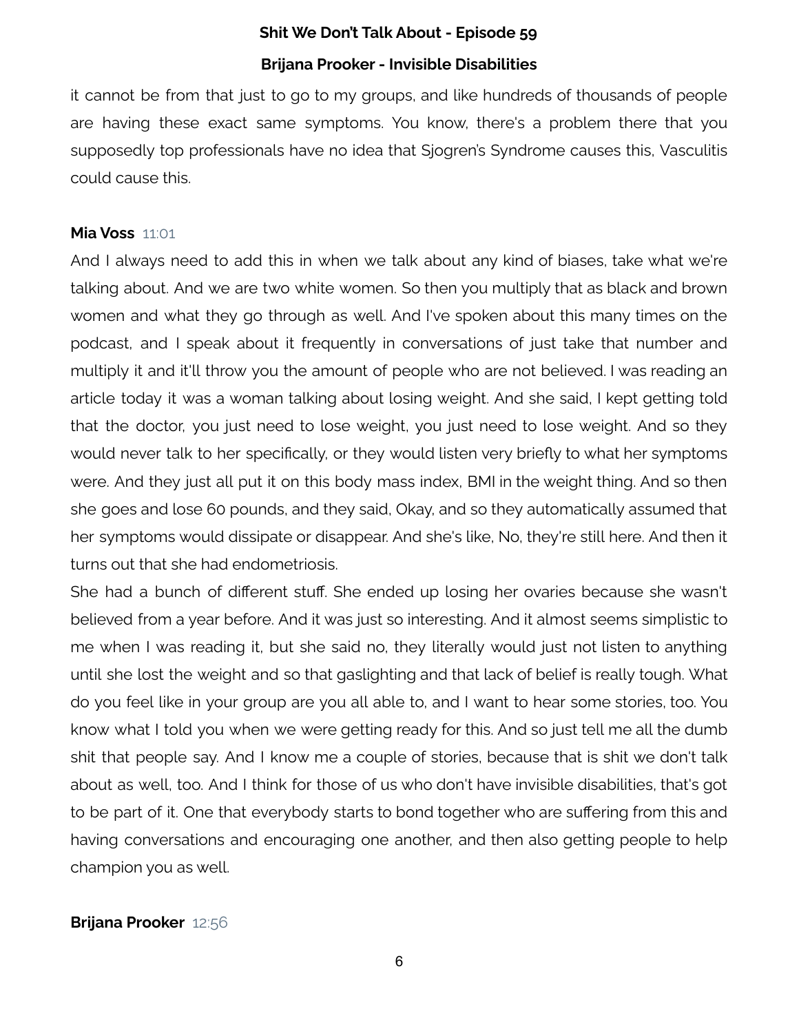it cannot be from that just to go to my groups, and like hundreds of thousands of people are having these exact same symptoms. You know, there's a problem there that you supposedly top professionals have no idea that Sjogren's Syndrome causes this, Vasculitis could cause this.

**Mia Voss** 11:01

And I always need to add this in when we talk about any kind of biases, take what we're talking about. And we are two white women. So then you multiply that as black and brown women and what they go through as well. And I've spoken about this many times on the podcast, and I speak about it frequently in conversations of just take that number and multiply it and it'll throw you the amount of people who are not believed. I was reading an article today it was a woman talking about losing weight. And she said, I kept getting told that the doctor, you just need to lose weight, you just need to lose weight. And so they would never talk to her specifically, or they would listen very briefly to what her symptoms were. And they just all put it on this body mass index, BMI in the weight thing. And so then she goes and lose 60 pounds, and they said, Okay, and so they automatically assumed that her symptoms would dissipate or disappear. And she's like, No, they're still here. And then it turns out that she had endometriosis.

She had a bunch of different stuff. She ended up losing her ovaries because she wasn't believed from a year before. And it was just so interesting. And it almost seems simplistic to me when I was reading it, but she said no, they literally would just not listen to anything until she lost the weight and so that gaslighting and that lack of belief is really tough. What do you feel like in your group are you all able to, and I want to hear some stories, too. You know what I told you when we were getting ready for this. And so just tell me all the dumb shit that people say. And I know me a couple of stories, because that is shit we don't talk about as well, too. And I think for those of us who don't have invisible disabilities, that's got to be part of it. One that everybody starts to bond together who are suffering from this and having conversations and encouraging one another, and then also getting people to help champion you as well.

**Brijana Prooker** 12:56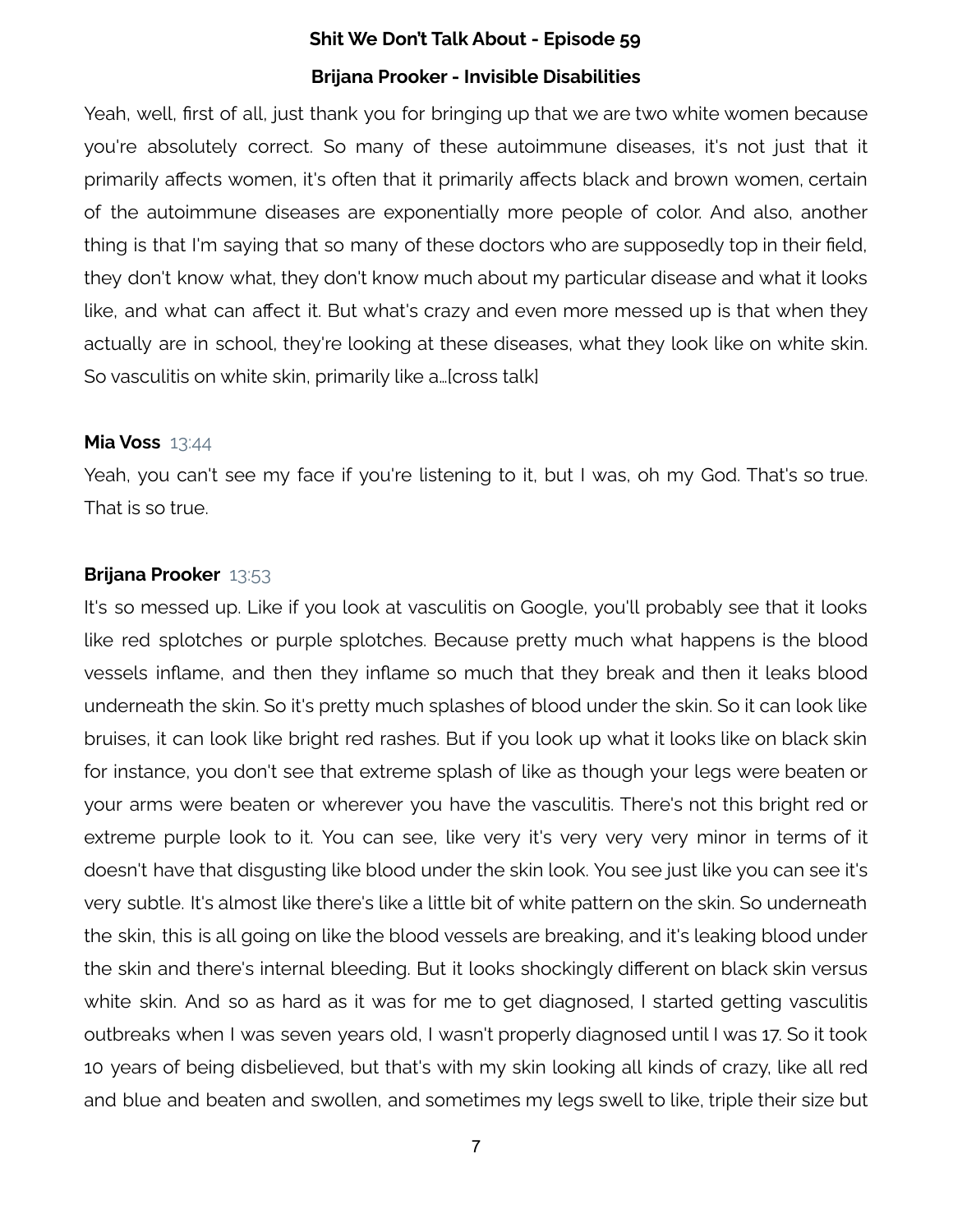Yeah, well, first of all, just thank you for bringing up that we are two white women because you're absolutely correct. So many of these autoimmune diseases, it's not just that it primarily affects women, it's often that it primarily affects black and brown women, certain of the autoimmune diseases are exponentially more people of color. And also, another thing is that I'm saying that so many of these doctors who are supposedly top in their field, they don't know what, they don't know much about my particular disease and what it looks like, and what can affect it. But what's crazy and even more messed up is that when they actually are in school, they're looking at these diseases, what they look like on white skin. So vasculitis on white skin, primarily like a…[cross talk]

**Mia Voss** 13:44

Yeah, you can't see my face if you're listening to it, but I was, oh my God. That's so true. That is so true.

**Brijana Prooker** 13:53

It's so messed up. Like if you look at vasculitis on Google, you'll probably see that it looks like red splotches or purple splotches. Because pretty much what happens is the blood vessels inflame, and then they inflame so much that they break and then it leaks blood underneath the skin. So it's pretty much splashes of blood under the skin. So it can look like bruises, it can look like bright red rashes. But if you look up what it looks like on black skin for instance, you don't see that extreme splash of like as though your legs were beaten or your arms were beaten or wherever you have the vasculitis. There's not this bright red or extreme purple look to it. You can see, like very it's very very very minor in terms of it doesn't have that disgusting like blood under the skin look. You see just like you can see it's very subtle. It's almost like there's like a little bit of white pattern on the skin. So underneath the skin, this is all going on like the blood vessels are breaking, and it's leaking blood under the skin and there's internal bleeding. But it looks shockingly different on black skin versus white skin. And so as hard as it was for me to get diagnosed, I started getting vasculitis outbreaks when I was seven years old, I wasn't properly diagnosed until I was 17. So it took 10 years of being disbelieved, but that's with my skin looking all kinds of crazy, like all red and blue and beaten and swollen, and sometimes my legs swell to like, triple their size but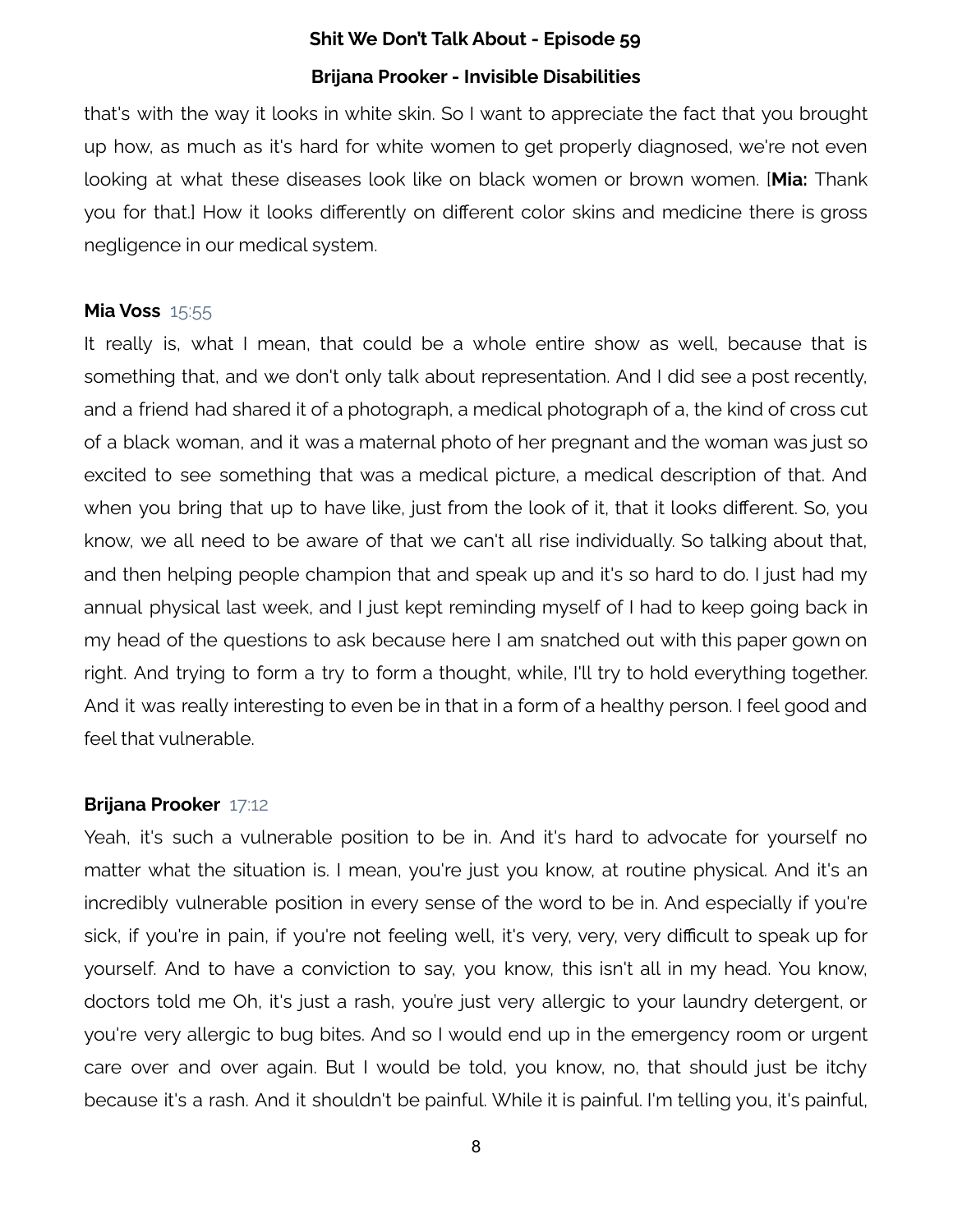that's with the way it looks in white skin. So I want to appreciate the fact that you brought up how, as much as it's hard for white women to get properly diagnosed, we're not even looking at what these diseases look like on black women or brown women. [**Mia:** Thank you for that.] How it looks differently on different color skins and medicine there is gross negligence in our medical system.

**Mia Voss** 15:55

It really is, what I mean, that could be a whole entire show as well, because that is something that, and we don't only talk about representation. And I did see a post recently, and a friend had shared it of a photograph, a medical photograph of a, the kind of cross cut of a black woman, and it was a maternal photo of her pregnant and the woman was just so excited to see something that was a medical picture, a medical description of that. And when you bring that up to have like, just from the look of it, that it looks different. So, you know, we all need to be aware of that we can't all rise individually. So talking about that, and then helping people champion that and speak up and it's so hard to do. I just had my annual physical last week, and I just kept reminding myself of I had to keep going back in my head of the questions to ask because here I am snatched out with this paper gown on right. And trying to form a try to form a thought, while, I'll try to hold everything together. And it was really interesting to even be in that in a form of a healthy person. I feel good and feel that vulnerable.

**Brijana Prooker** 17:12

Yeah, it's such a vulnerable position to be in. And it's hard to advocate for yourself no matter what the situation is. I mean, you're just you know, at routine physical. And it's an incredibly vulnerable position in every sense of the word to be in. And especially if you're sick, if you're in pain, if you're not feeling well, it's very, very, very difficult to speak up for yourself. And to have a conviction to say, you know, this isn't all in my head. You know, doctors told me Oh, it's just a rash, you're just very allergic to your laundry detergent, or you're very allergic to bug bites. And so I would end up in the emergency room or urgent care over and over again. But I would be told, you know, no, that should just be itchy because it's a rash. And it shouldn't be painful. While it is painful. I'm telling you, it's painful,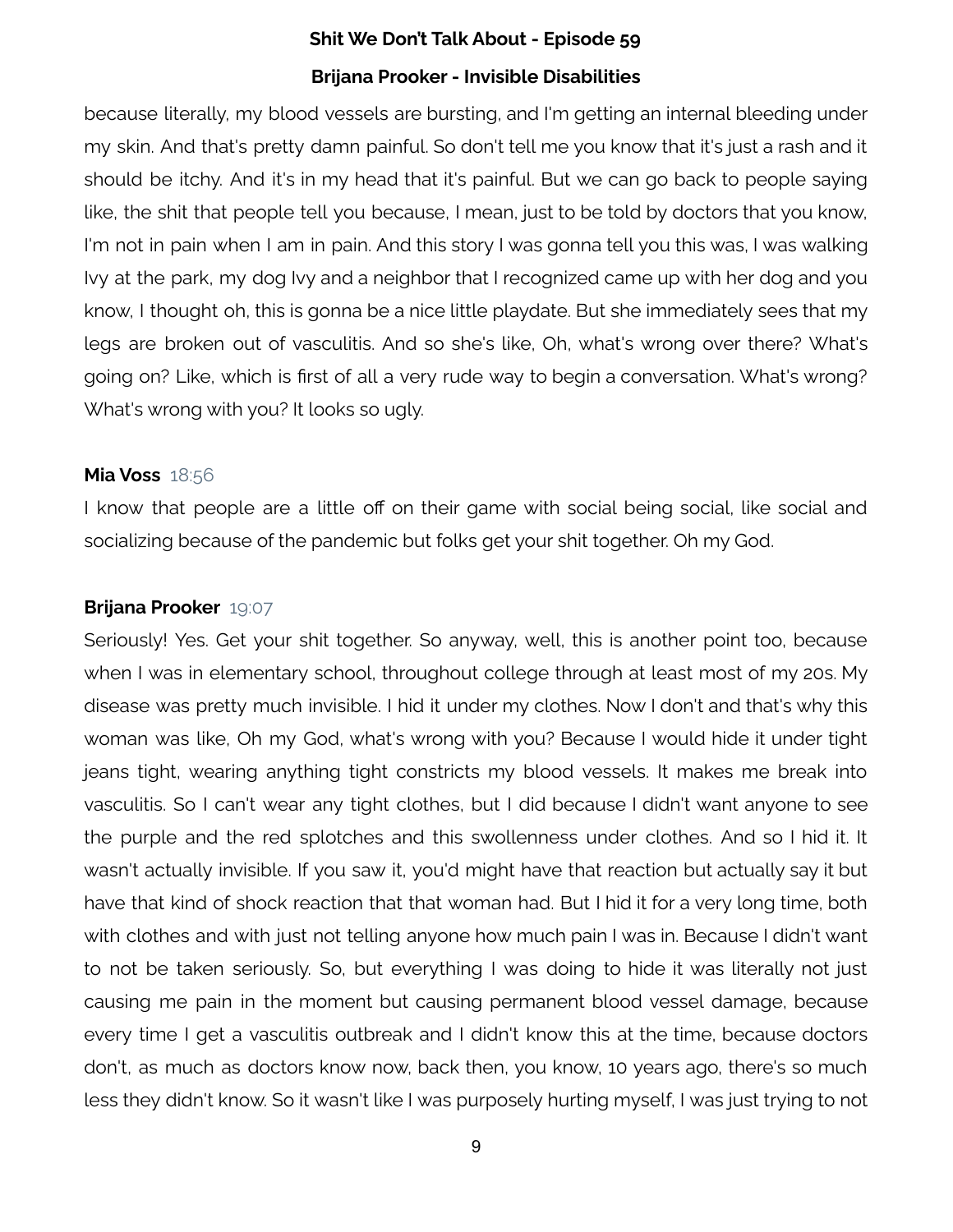because literally, my blood vessels are bursting, and I'm getting an internal bleeding under my skin. And that's pretty damn painful. So don't tell me you know that it's just a rash and it should be itchy. And it's in my head that it's painful. But we can go back to people saying like, the shit that people tell you because, I mean, just to be told by doctors that you know, I'm not in pain when I am in pain. And this story I was gonna tell you this was, I was walking Ivy at the park, my dog Ivy and a neighbor that I recognized came up with her dog and you know, I thought oh, this is gonna be a nice little playdate. But she immediately sees that my legs are broken out of vasculitis. And so she's like, Oh, what's wrong over there? What's going on? Like, which is first of all a very rude way to begin a conversation. What's wrong? What's wrong with you? It looks so ugly.

**Mia Voss** 18:56

I know that people are a little off on their game with social being social, like social and socializing because of the pandemic but folks get your shit together. Oh my God.

**Brijana Prooker** 19:07

Seriously! Yes. Get your shit together. So anyway, well, this is another point too, because when I was in elementary school, throughout college through at least most of my 20s. My disease was pretty much invisible. I hid it under my clothes. Now I don't and that's why this woman was like, Oh my God, what's wrong with you? Because I would hide it under tight jeans tight, wearing anything tight constricts my blood vessels. It makes me break into vasculitis. So I can't wear any tight clothes, but I did because I didn't want anyone to see the purple and the red splotches and this swollenness under clothes. And so I hid it. It wasn't actually invisible. If you saw it, you'd might have that reaction but actually say it but have that kind of shock reaction that that woman had. But I hid it for a very long time, both with clothes and with just not telling anyone how much pain I was in. Because I didn't want to not be taken seriously. So, but everything I was doing to hide it was literally not just causing me pain in the moment but causing permanent blood vessel damage, because every time I get a vasculitis outbreak and I didn't know this at the time, because doctors don't, as much as doctors know now, back then, you know, 10 years ago, there's so much less they didn't know. So it wasn't like I was purposely hurting myself, I was just trying to not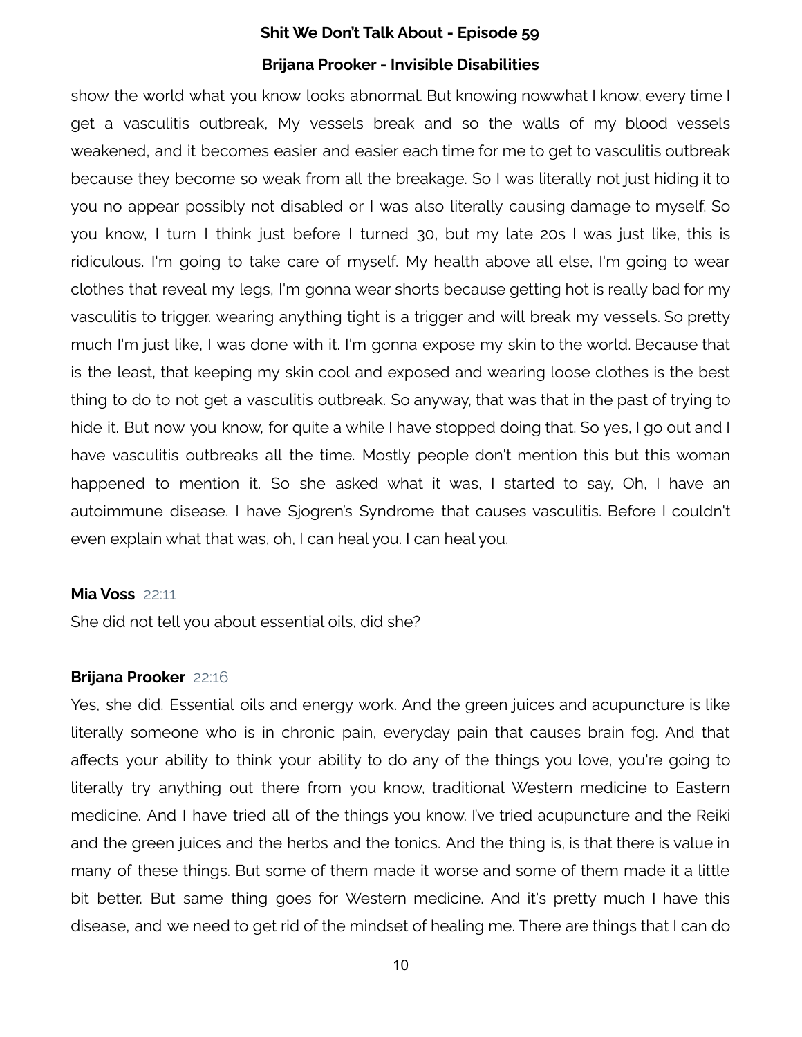show the world what you know looks abnormal. But knowing nowwhat I know, every time I get a vasculitis outbreak, My vessels break and so the walls of my blood vessels weakened, and it becomes easier and easier each time for me to get to vasculitis outbreak because they become so weak from all the breakage. So I was literally not just hiding it to you no appear possibly not disabled or I was also literally causing damage to myself. So you know, I turn I think just before I turned 30, but my late 20s I was just like, this is ridiculous. I'm going to take care of myself. My health above all else, I'm going to wear clothes that reveal my legs, I'm gonna wear shorts because getting hot is really bad for my vasculitis to trigger. wearing anything tight is a trigger and will break my vessels. So pretty much I'm just like, I was done with it. I'm gonna expose my skin to the world. Because that is the least, that keeping my skin cool and exposed and wearing loose clothes is the best thing to do to not get a vasculitis outbreak. So anyway, that was that in the past of trying to hide it. But now you know, for quite a while I have stopped doing that. So yes, I go out and I have vasculitis outbreaks all the time. Mostly people don't mention this but this woman happened to mention it. So she asked what it was, I started to say, Oh, I have an autoimmune disease. I have Sjogren's Syndrome that causes vasculitis. Before I couldn't even explain what that was, oh, I can heal you. I can heal you.

**Mia Voss** 22:11

She did not tell you about essential oils, did she?

**Brijana Prooker** 22:16

Yes, she did. Essential oils and energy work. And the green juices and acupuncture is like literally someone who is in chronic pain, everyday pain that causes brain fog. And that affects your ability to think your ability to do any of the things you love, you're going to literally try anything out there from you know, traditional Western medicine to Eastern medicine. And I have tried all of the things you know. I've tried acupuncture and the Reiki and the green juices and the herbs and the tonics. And the thing is, is that there is value in many of these things. But some of them made it worse and some of them made it a little bit better. But same thing goes for Western medicine. And it's pretty much I have this disease, and we need to get rid of the mindset of healing me. There are things that I can do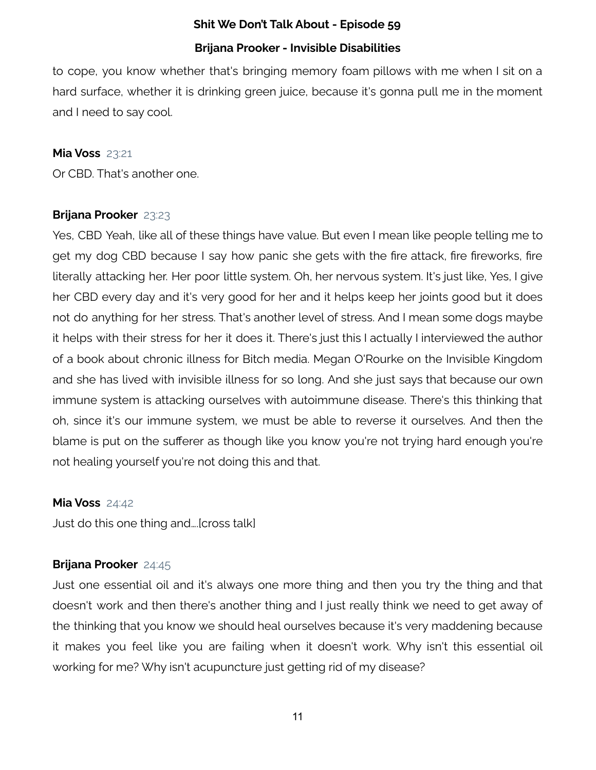to cope, you know whether that's bringing memory foam pillows with me when I sit on a hard surface, whether it is drinking green juice, because it's gonna pull me in the moment and I need to say cool.

**Mia Voss** 23:21

Or CBD. That's another one.

**Brijana Prooker** 23:23

Yes, CBD Yeah, like all of these things have value. But even I mean like people telling me to get my dog CBD because I say how panic she gets with the fire attack, fire fireworks, fire literally attacking her. Her poor little system. Oh, her nervous system. It's just like, Yes, I give her CBD every day and it's very good for her and it helps keep her joints good but it does not do anything for her stress. That's another level of stress. And I mean some dogs maybe it helps with their stress for her it does it. There's just this I actually I interviewed the author of a book about chronic illness for Bitch media. Megan O'Rourke on the Invisible Kingdom and she has lived with invisible illness for so long. And she just says that because our own immune system is attacking ourselves with autoimmune disease. There's this thinking that oh, since it's our immune system, we must be able to reverse it ourselves. And then the blame is put on the sufferer as though like you know you're not trying hard enough you're not healing yourself you're not doing this and that.

**Mia Voss** 24:42

Just do this one thing and....[cross talk]

**Brijana Prooker** 24:45

Just one essential oil and it's always one more thing and then you try the thing and that doesn't work and then there's another thing and I just really think we need to get away of the thinking that you know we should heal ourselves because it's very maddening because it makes you feel like you are failing when it doesn't work. Why isn't this essential oil working for me? Why isn't acupuncture just getting rid of my disease?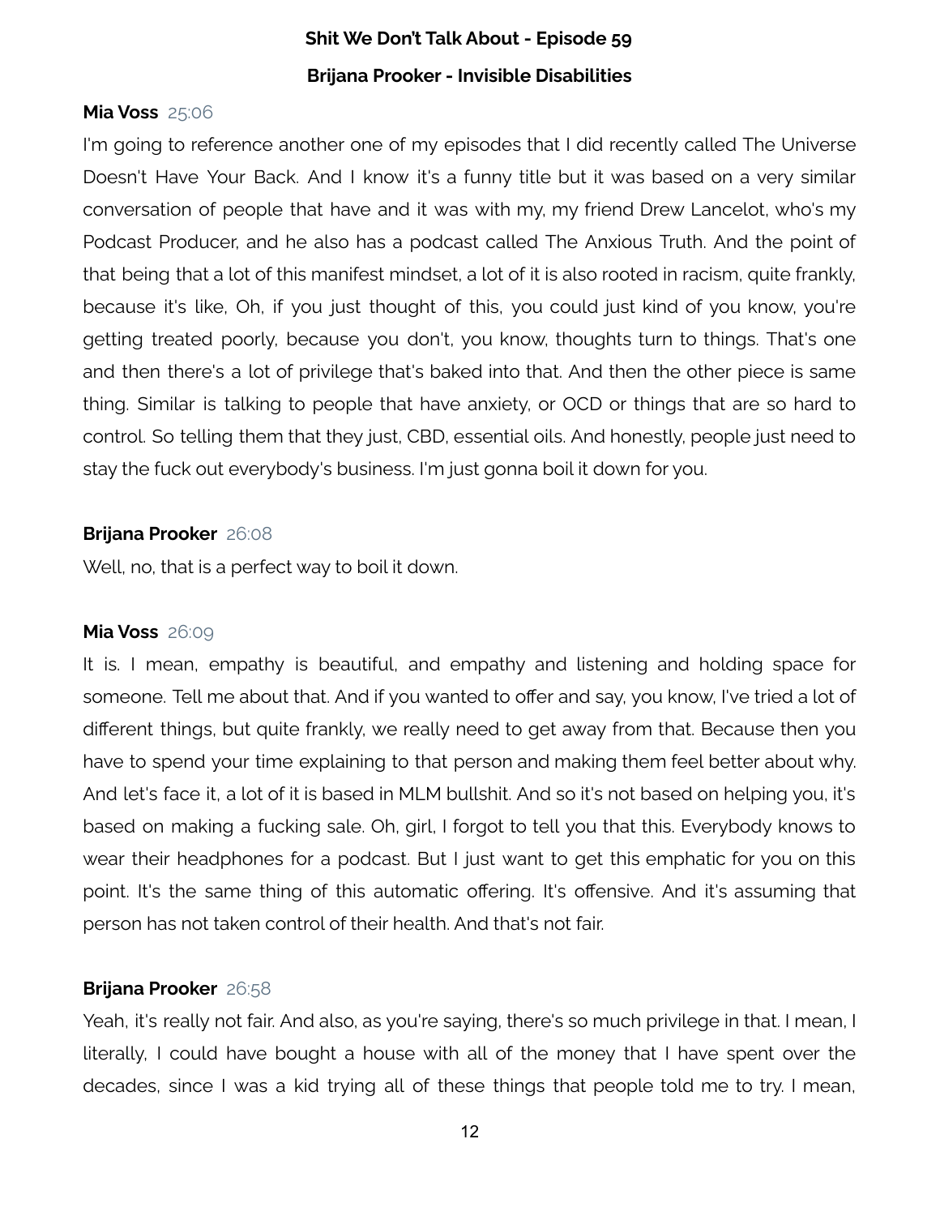**Mia Voss** 25:06

I'm going to reference another one of my episodes that I did recently called The Universe Doesn't Have Your Back. And I know it's a funny title but it was based on a very similar conversation of people that have and it was with my, my friend Drew Lancelot, who's my Podcast Producer, and he also has a podcast called The Anxious Truth. And the point of that being that a lot of this manifest mindset, a lot of it is also rooted in racism, quite frankly, because it's like, Oh, if you just thought of this, you could just kind of you know, you're getting treated poorly, because you don't, you know, thoughts turn to things. That's one and then there's a lot of privilege that's baked into that. And then the other piece is same thing. Similar is talking to people that have anxiety, or OCD or things that are so hard to control. So telling them that they just, CBD, essential oils. And honestly, people just need to stay the fuck out everybody's business. I'm just gonna boil it down for you.

**Brijana Prooker** 26:08

Well, no, that is a perfect way to boil it down.

**Mia Voss** 26:09

It is. I mean, empathy is beautiful, and empathy and listening and holding space for someone. Tell me about that. And if you wanted to offer and say, you know, I've tried a lot of different things, but quite frankly, we really need to get away from that. Because then you have to spend your time explaining to that person and making them feel better about why. And let's face it, a lot of it is based in MLM bullshit. And so it's not based on helping you, it's based on making a fucking sale. Oh, girl, I forgot to tell you that this. Everybody knows to wear their headphones for a podcast. But I just want to get this emphatic for you on this point. It's the same thing of this automatic offering. It's offensive. And it's assuming that person has not taken control of their health. And that's not fair.

**Brijana Prooker** 26:58

Yeah, it's really not fair. And also, as you're saying, there's so much privilege in that. I mean, I literally, I could have bought a house with all of the money that I have spent over the decades, since I was a kid trying all of these things that people told me to try. I mean,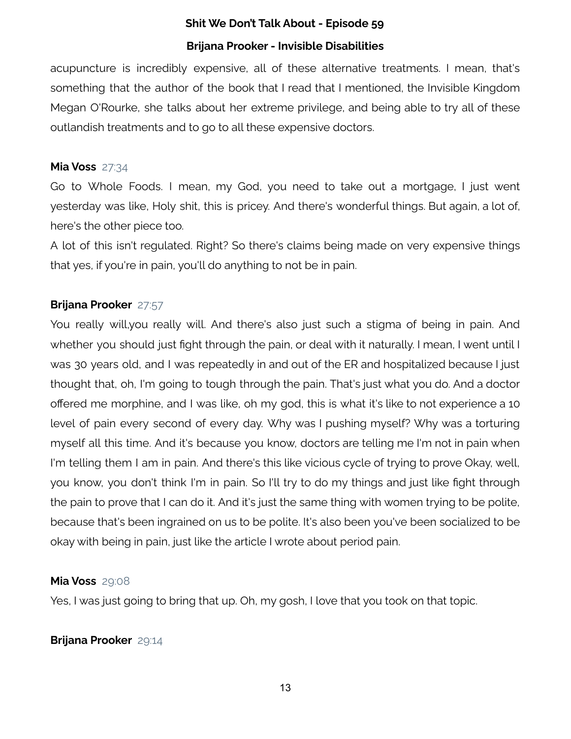acupuncture is incredibly expensive, all of these alternative treatments. I mean, that's something that the author of the book that I read that I mentioned, the Invisible Kingdom Megan O'Rourke, she talks about her extreme privilege, and being able to try all of these outlandish treatments and to go to all these expensive doctors.

**Mia Voss** 27:34

Go to Whole Foods. I mean, my God, you need to take out a mortgage, I just went yesterday was like, Holy shit, this is pricey. And there's wonderful things. But again, a lot of, here's the other piece too.

A lot of this isn't regulated. Right? So there's claims being made on very expensive things that yes, if you're in pain, you'll do anything to not be in pain.

**Brijana Prooker** 27:57

You really will,you really will. And there's also just such a stigma of being in pain. And whether you should just fight through the pain, or deal with it naturally. I mean, I went until I was 30 years old, and I was repeatedly in and out of the ER and hospitalized because I just thought that, oh, I'm going to tough through the pain. That's just what you do. And a doctor offered me morphine, and I was like, oh my god, this is what it's like to not experience a 10 level of pain every second of every day. Why was I pushing myself? Why was a torturing myself all this time. And it's because you know, doctors are telling me I'm not in pain when I'm telling them I am in pain. And there's this like vicious cycle of trying to prove Okay, well, you know, you don't think I'm in pain. So I'll try to do my things and just like fight through the pain to prove that I can do it. And it's just the same thing with women trying to be polite, because that's been ingrained on us to be polite. It's also been you've been socialized to be okay with being in pain, just like the article I wrote about period pain.

**Mia Voss** 29:08

Yes, I was just going to bring that up. Oh, my gosh, I love that you took on that topic.

**Brijana Prooker** 29:14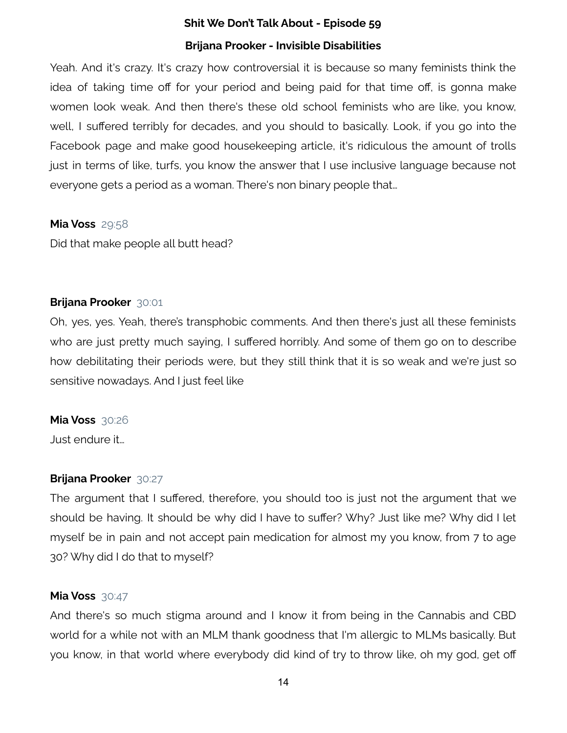Yeah. And it's crazy. It's crazy how controversial it is because so many feminists think the idea of taking time off for your period and being paid for that time off, is gonna make women look weak. And then there's these old school feminists who are like, you know, well, I suffered terribly for decades, and you should to basically. Look, if you go into the Facebook page and make good housekeeping article, it's ridiculous the amount of trolls just in terms of like, turfs, you know the answer that I use inclusive language because not everyone gets a period as a woman. There's non binary people that…

**Mia Voss** 29:58

Did that make people all butt head?

**Brijana Prooker** 30:01

Oh, yes, yes. Yeah, there's transphobic comments. And then there's just all these feminists who are just pretty much saying, I suffered horribly. And some of them go on to describe how debilitating their periods were, but they still think that it is so weak and we're just so sensitive nowadays. And I just feel like

**Mia Voss** 30:26

Just endure it…

**Brijana Prooker** 30:27

The argument that I suffered, therefore, you should too is just not the argument that we should be having. It should be why did I have to suffer? Why? Just like me? Why did I let myself be in pain and not accept pain medication for almost my you know, from 7 to age 30? Why did I do that to myself?

**Mia Voss** 30:47

And there's so much stigma around and I know it from being in the Cannabis and CBD world for a while not with an MLM thank goodness that I'm allergic to MLMs basically. But you know, in that world where everybody did kind of try to throw like, oh my god, get off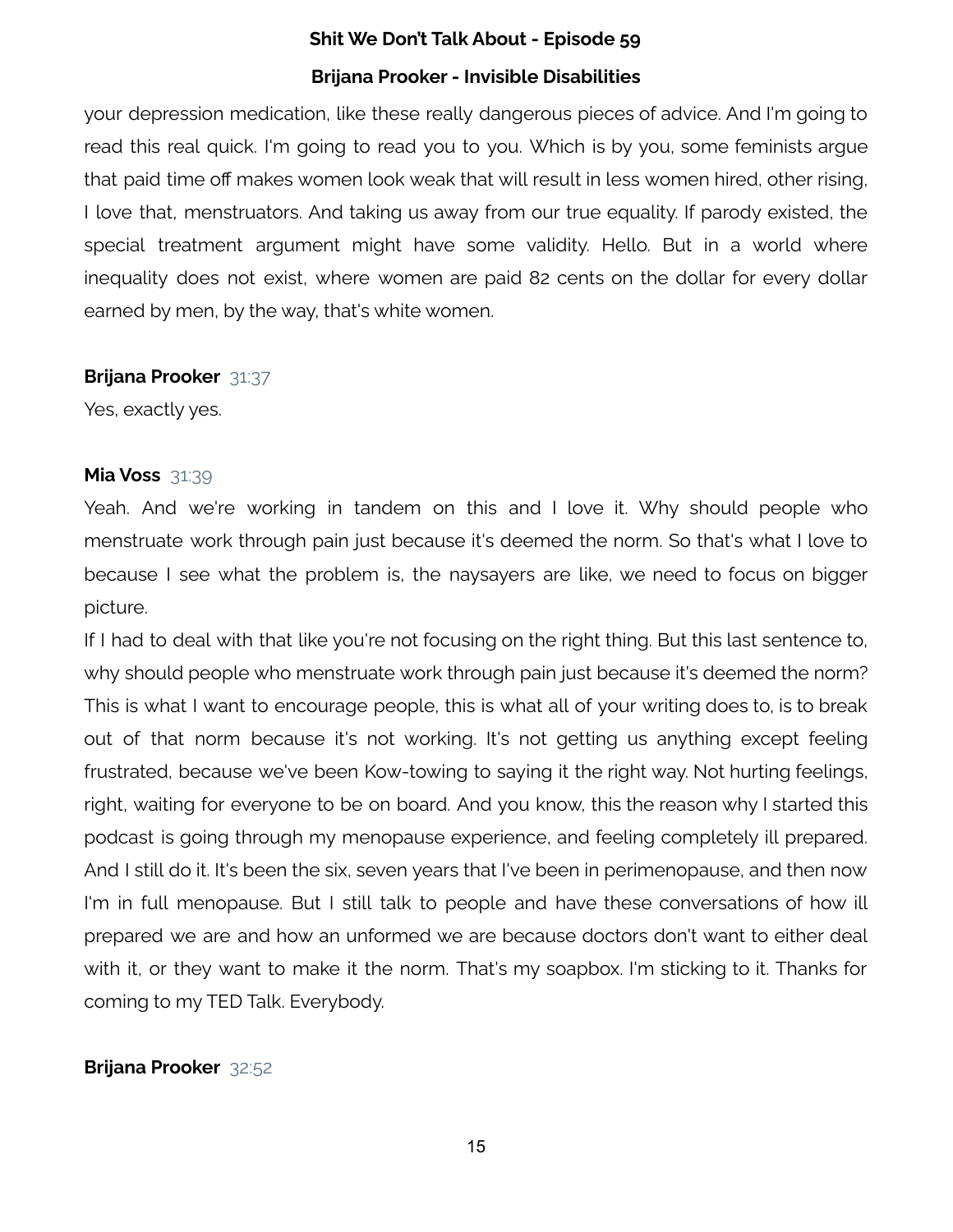your depression medication, like these really dangerous pieces of advice. And I'm going to read this real quick. I'm going to read you to you. Which is by you, some feminists argue that paid time off makes women look weak that will result in less women hired, other rising, I love that, menstruators. And taking us away from our true equality. If parody existed, the special treatment argument might have some validity. Hello. But in a world where inequality does not exist, where women are paid 82 cents on the dollar for every dollar earned by men, by the way, that's white women.

**Brijana Prooker** 31:37

Yes, exactly yes.

**Mia Voss** 31:39

Yeah. And we're working in tandem on this and I love it. Why should people who menstruate work through pain just because it's deemed the norm. So that's what I love to because I see what the problem is, the naysayers are like, we need to focus on bigger picture.

If I had to deal with that like you're not focusing on the right thing. But this last sentence to, why should people who menstruate work through pain just because it's deemed the norm? This is what I want to encourage people, this is what all of your writing does to, is to break out of that norm because it's not working. It's not getting us anything except feeling frustrated, because we've been Kow-towing to saying it the right way. Not hurting feelings, right, waiting for everyone to be on board. And you know, this the reason why I started this podcast is going through my menopause experience, and feeling completely ill prepared. And I still do it. It's been the six, seven years that I've been in perimenopause, and then now I'm in full menopause. But I still talk to people and have these conversations of how ill prepared we are and how an unformed we are because doctors don't want to either deal with it, or they want to make it the norm. That's my soapbox. I'm sticking to it. Thanks for coming to my TED Talk. Everybody.

**Brijana Prooker** 32:52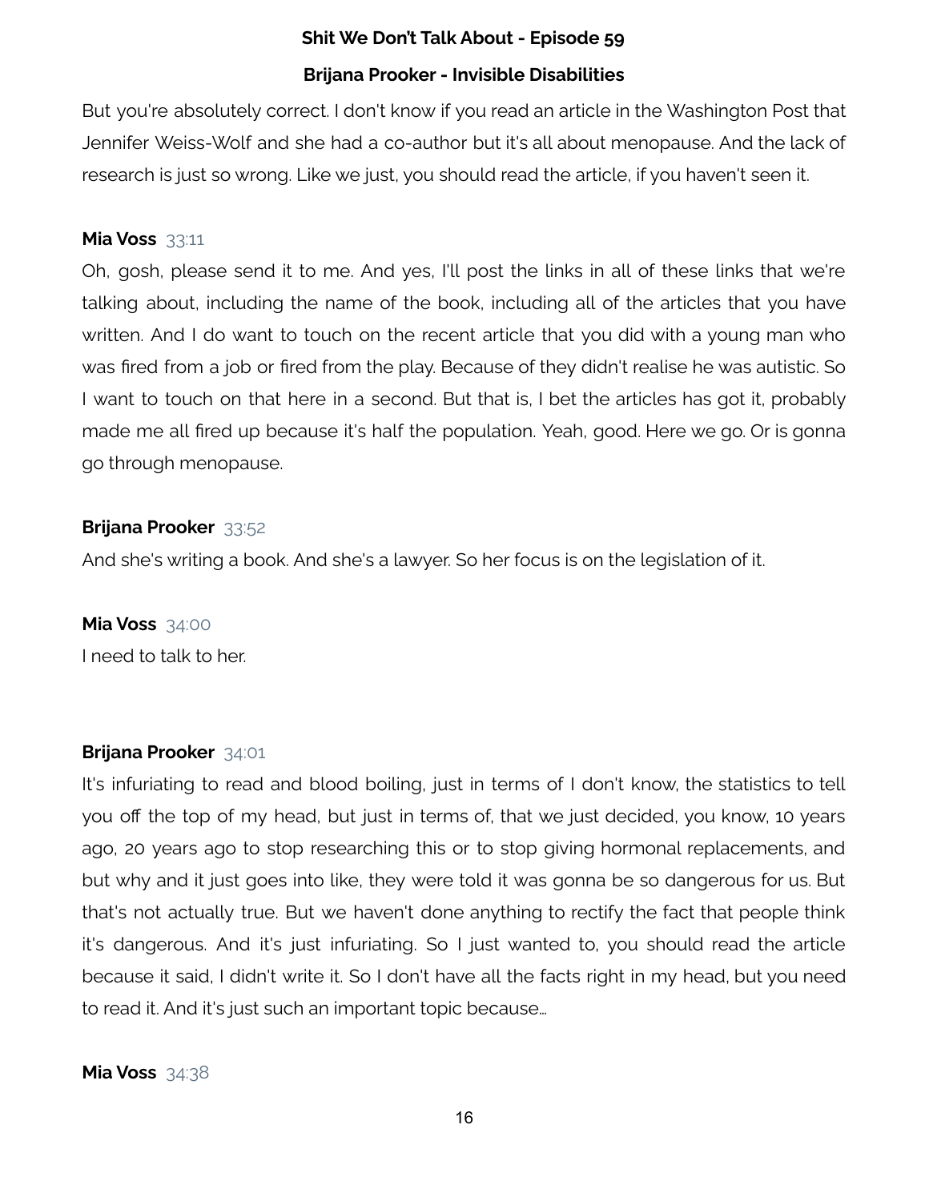But you're absolutely correct. I don't know if you read an article in the Washington Post that Jennifer Weiss-Wolf and she had a co-author but it's all about menopause. And the lack of research is just so wrong. Like we just, you should read the article, if you haven't seen it.

**Mia Voss** 33:11

Oh, gosh, please send it to me. And yes, I'll post the links in all of these links that we're talking about, including the name of the book, including all of the articles that you have written. And I do want to touch on the recent article that you did with a young man who was fired from a job or fired from the play. Because of they didn't realise he was autistic. So I want to touch on that here in a second. But that is, I bet the articles has got it, probably made me all fired up because it's half the population. Yeah, good. Here we go. Or is gonna go through menopause.

**Brijana Prooker** 33:52

And she's writing a book. And she's a lawyer. So her focus is on the legislation of it.

**Mia Voss** 34:00

I need to talk to her.

**Brijana Prooker** 34:01

It's infuriating to read and blood boiling, just in terms of I don't know, the statistics to tell you off the top of my head, but just in terms of, that we just decided, you know, 10 years ago, 20 years ago to stop researching this or to stop giving hormonal replacements, and but why and it just goes into like, they were told it was gonna be so dangerous for us. But that's not actually true. But we haven't done anything to rectify the fact that people think it's dangerous. And it's just infuriating. So I just wanted to, you should read the article because it said, I didn't write it. So I don't have all the facts right in my head, but you need to read it. And it's just such an important topic because...

**Mia Voss** 34:38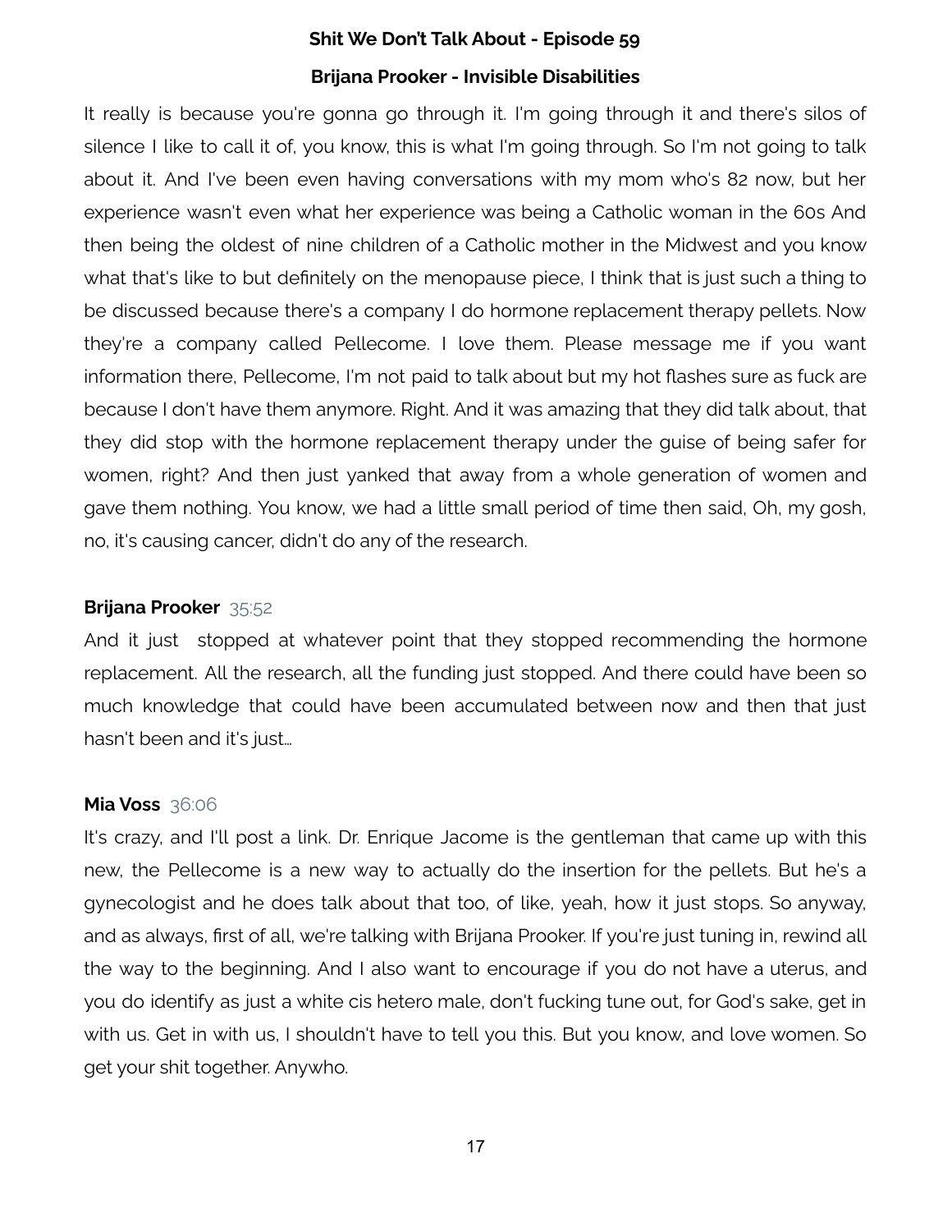It really is because you're gonna go through it. I'm going through it and there's silos of silence I like to call it of, you know, this is what I'm going through. So I'm not going to talk about it. And I've been even having conversations with my mom who's 82 now, but her experience wasn't even what her experience was being a Catholic woman in the 60s And then being the oldest of nine children of a Catholic mother in the Midwest and you know what that's like to but definitely on the menopause piece, I think that is just such a thing to be discussed because there's a company I do hormone replacement therapy pellets. Now they're a company called Pellecome. I love them. Please message me if you want information there, Pellecome, I'm not paid to talk about but my hot flashes sure as fuck are because I don't have them anymore. Right. And it was amazing that they did talk about, that they did stop with the hormone replacement therapy under the guise of being safer for women, right? And then just yanked that away from a whole generation of women and gave them nothing. You know, we had a little small period of time then said, Oh, my gosh, no, it's causing cancer, didn't do any of the research.

**Brijana Prooker** 35:52

And it just stopped at whatever point that they stopped recommending the hormone replacement. All the research, all the funding just stopped. And there could have been so much knowledge that could have been accumulated between now and then that just hasn't been and it's just…

**Mia Voss** 36:06

It's crazy, and I'll post a link. Dr. Enrique Jacome is the gentleman that came up with this new, the Pellecome is a new way to actually do the insertion for the pellets. But he's a gynecologist and he does talk about that too, of like, yeah, how it just stops. So anyway, and as always, first of all, we're talking with Brijana Prooker. If you're just tuning in, rewind all the way to the beginning. And I also want to encourage if you do not have a uterus, and you do identify as just a white cis hetero male, don't fucking tune out, for God's sake, get in with us. Get in with us, I shouldn't have to tell you this. But you know, and love women. So get your shit together. Anywho.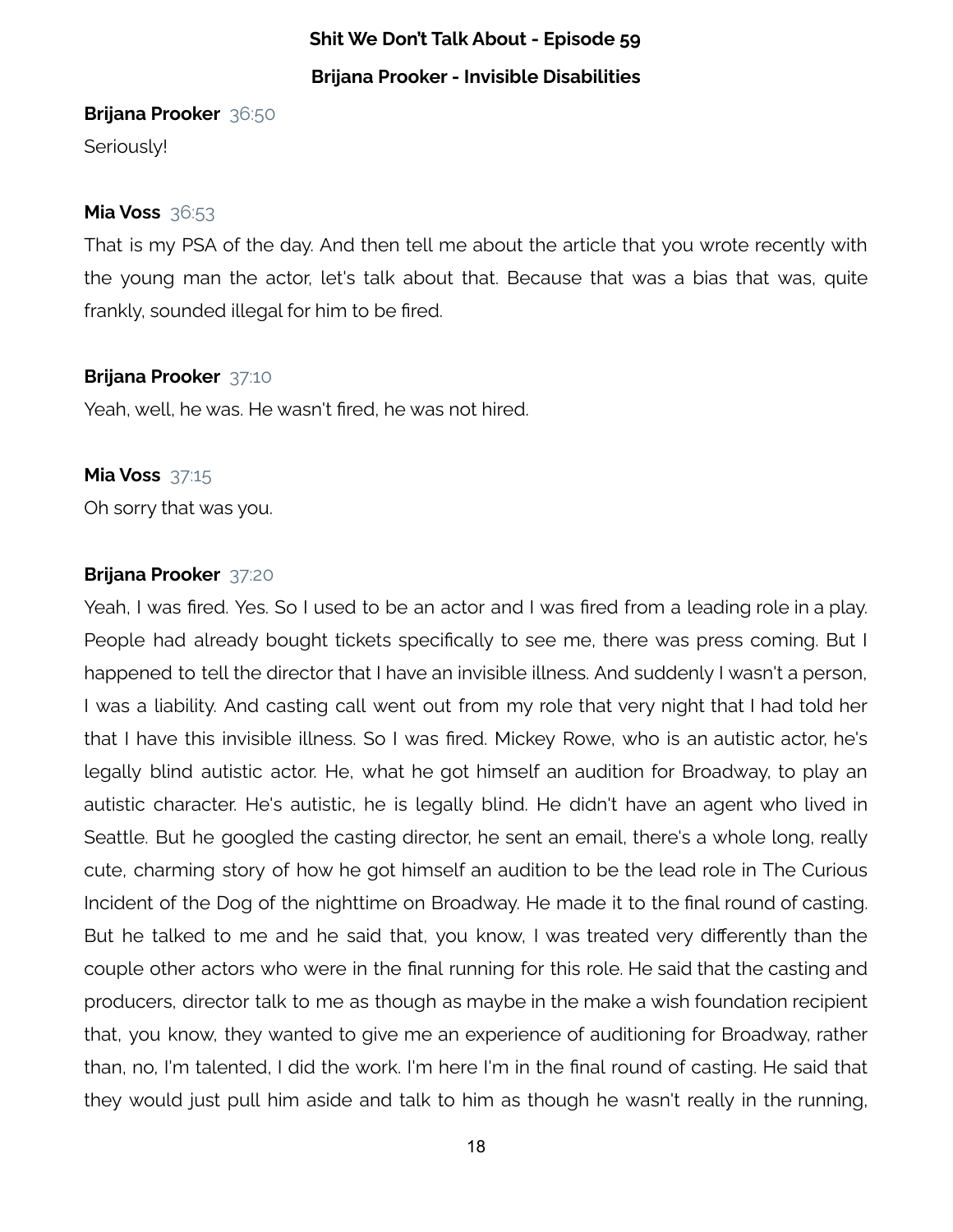**Brijana Prooker** 36:50

Seriously!

**Mia Voss** 36:53

That is my PSA of the day. And then tell me about the article that you wrote recently with the young man the actor, let's talk about that. Because that was a bias that was, quite frankly, sounded illegal for him to be fired.

**Brijana Prooker** 37:10

Yeah, well, he was. He wasn't fired, he was not hired.

**Mia Voss** 37:15

Oh sorry that was you.

**Brijana Prooker** 37:20

Yeah, I was fired. Yes. So I used to be an actor and I was fired from a leading role in a play. People had already bought tickets specifically to see me, there was press coming. But I happened to tell the director that I have an invisible illness. And suddenly I wasn't a person, I was a liability. And casting call went out from my role that very night that I had told her that I have this invisible illness. So I was fired. Mickey Rowe, who is an autistic actor, he's legally blind autistic actor. He, what he got himself an audition for Broadway, to play an autistic character. He's autistic, he is legally blind. He didn't have an agent who lived in Seattle. But he googled the casting director, he sent an email, there's a whole long, really cute, charming story of how he got himself an audition to be the lead role in The Curious Incident of the Dog of the nighttime on Broadway. He made it to the final round of casting. But he talked to me and he said that, you know, I was treated very differently than the couple other actors who were in the final running for this role. He said that the casting and producers, director talk to me as though as maybe in the make a wish foundation recipient that, you know, they wanted to give me an experience of auditioning for Broadway, rather than, no, I'm talented, I did the work. I'm here I'm in the final round of casting. He said that they would just pull him aside and talk to him as though he wasn't really in the running,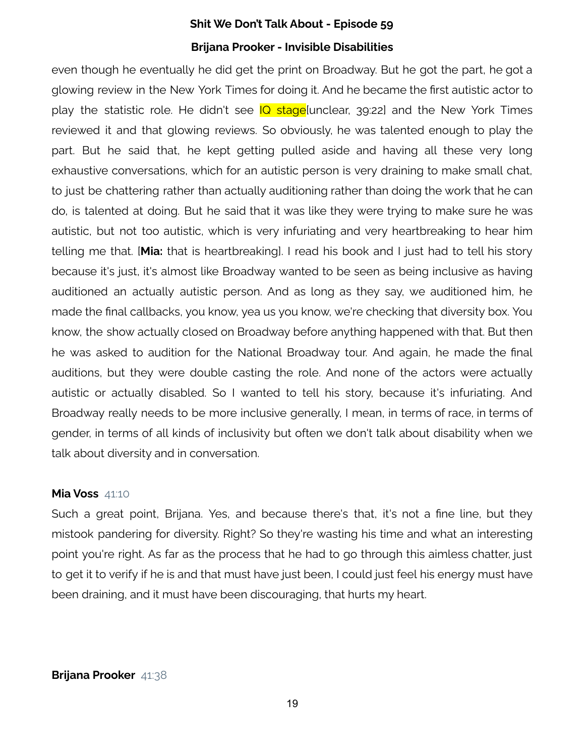even though he eventually he did get the print on Broadway. But he got the part, he got a glowing review in the New York Times for doing it. And he became the first autistic actor to play the statistic role. He didn't see IQ stage[unclear, 39:22] and the New York Times reviewed it and that glowing reviews. So obviously, he was talented enough to play the part. But he said that, he kept getting pulled aside and having all these very long exhaustive conversations, which for an autistic person is very draining to make small chat, to just be chattering rather than actually auditioning rather than doing the work that he can do, is talented at doing. But he said that it was like they were trying to make sure he was autistic, but not too autistic, which is very infuriating and very heartbreaking to hear him telling me that. [**Mia:** that is heartbreaking]. I read his book and I just had to tell his story because it's just, it's almost like Broadway wanted to be seen as being inclusive as having auditioned an actually autistic person. And as long as they say, we auditioned him, he made the final callbacks, you know, yea us you know, we're checking that diversity box. You know, the show actually closed on Broadway before anything happened with that. But then he was asked to audition for the National Broadway tour. And again, he made the final auditions, but they were double casting the role. And none of the actors were actually autistic or actually disabled. So I wanted to tell his story, because it's infuriating. And Broadway really needs to be more inclusive generally, I mean, in terms of race, in terms of gender, in terms of all kinds of inclusivity but often we don't talk about disability when we talk about diversity and in conversation.

**Mia Voss** 41:10

Such a great point, Brijana. Yes, and because there's that, it's not a fine line, but they mistook pandering for diversity. Right? So they're wasting his time and what an interesting point you're right. As far as the process that he had to go through this aimless chatter, just to get it to verify if he is and that must have just been, I could just feel his energy must have been draining, and it must have been discouraging, that hurts my heart.

**Brijana Prooker** 41:38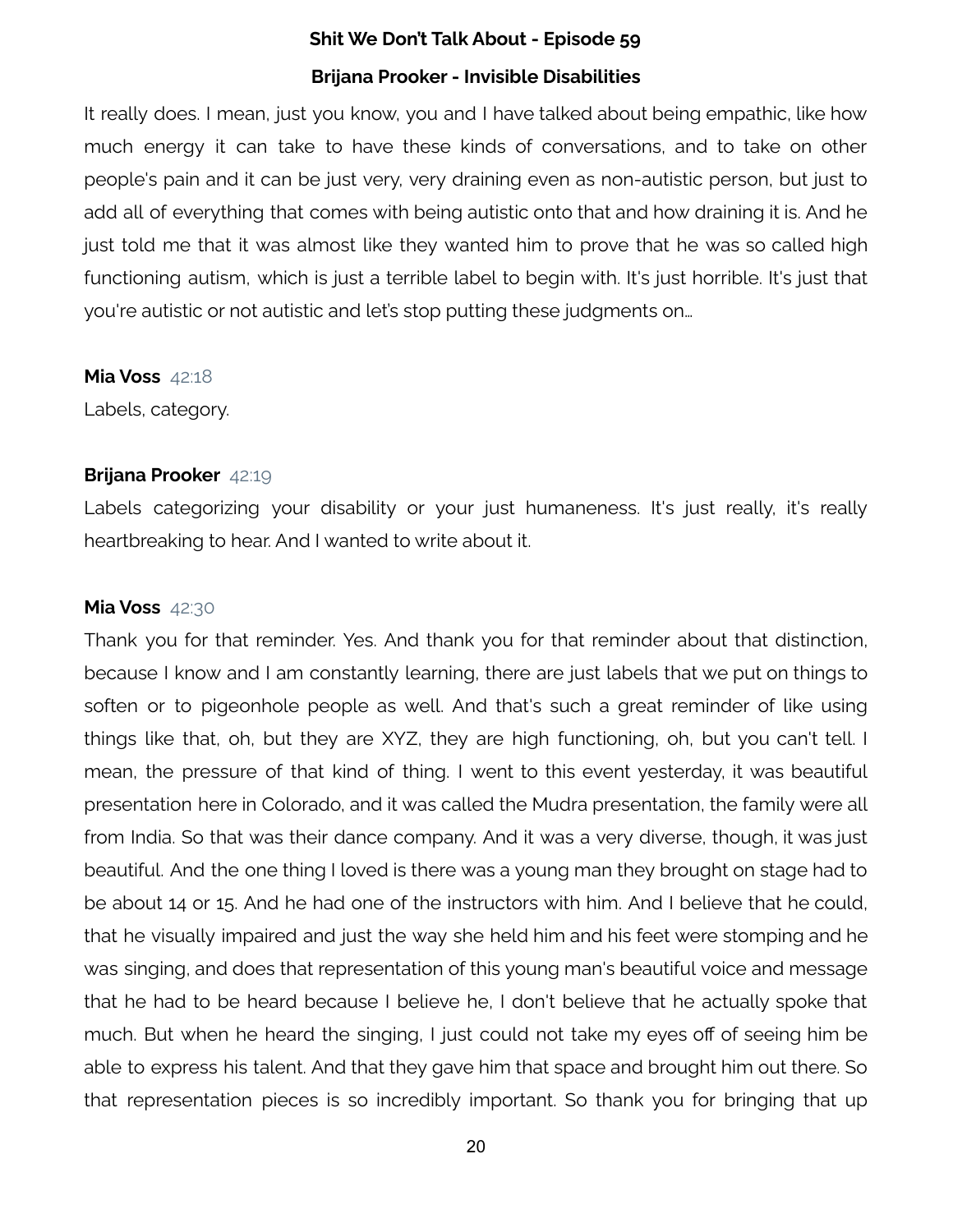It really does. I mean, just you know, you and I have talked about being empathic, like how much energy it can take to have these kinds of conversations, and to take on other people's pain and it can be just very, very draining even as non-autistic person, but just to add all of everything that comes with being autistic onto that and how draining it is. And he just told me that it was almost like they wanted him to prove that he was so called high functioning autism, which is just a terrible label to begin with. It's just horrible. It's just that you're autistic or not autistic and let's stop putting these judgments on...

**Mia Voss** 42:18

Labels, category.

**Brijana Prooker** 42:19

Labels categorizing your disability or your just humaneness. It's just really, it's really heartbreaking to hear. And I wanted to write about it.

**Mia Voss** 42:30

Thank you for that reminder. Yes. And thank you for that reminder about that distinction, because I know and I am constantly learning, there are just labels that we put on things to soften or to pigeonhole people as well. And that's such a great reminder of like using things like that, oh, but they are XYZ, they are high functioning, oh, but you can't tell. I mean, the pressure of that kind of thing. I went to this event yesterday, it was beautiful presentation here in Colorado, and it was called the Mudra presentation, the family were all from India. So that was their dance company. And it was a very diverse, though, it was just beautiful. And the one thing I loved is there was a young man they brought on stage had to be about 14 or 15. And he had one of the instructors with him. And I believe that he could, that he visually impaired and just the way she held him and his feet were stomping and he was singing, and does that representation of this young man's beautiful voice and message that he had to be heard because I believe he, I don't believe that he actually spoke that much. But when he heard the singing, I just could not take my eyes off of seeing him be able to express his talent. And that they gave him that space and brought him out there. So that representation pieces is so incredibly important. So thank you for bringing that up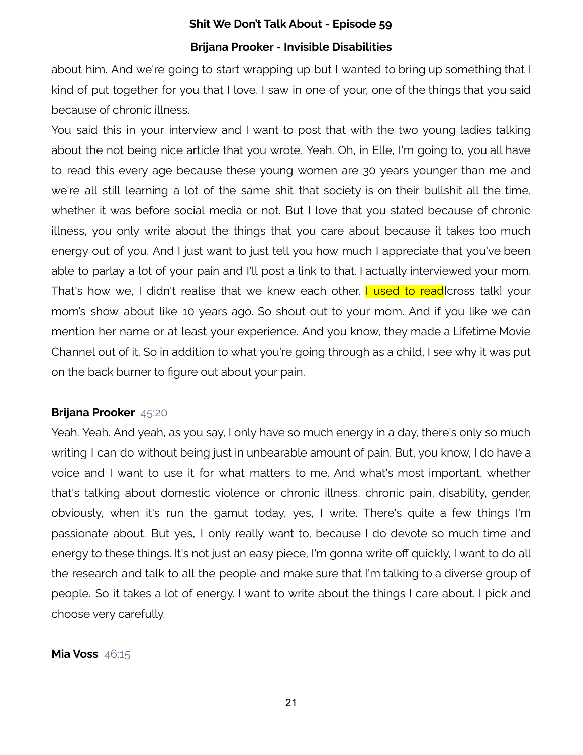about him. And we're going to start wrapping up but I wanted to bring up something that I kind of put together for you that I love. I saw in one of your, one of the things that you said because of chronic illness.

You said this in your interview and I want to post that with the two young ladies talking about the not being nice article that you wrote. Yeah. Oh, in Elle, I'm going to, you all have to read this every age because these young women are 30 years younger than me and we're all still learning a lot of the same shit that society is on their bullshit all the time, whether it was before social media or not. But I love that you stated because of chronic illness, you only write about the things that you care about because it takes too much energy out of you. And I just want to just tell you how much I appreciate that you've been able to parlay a lot of your pain and I'll post a link to that. I actually interviewed your mom. That's how we, I didn't realise that we knew each other. I used to read[cross talk] your mom's show about like 10 years ago. So shout out to your mom. And if you like we can mention her name or at least your experience. And you know, they made a Lifetime Movie Channel out of it. So in addition to what you're going through as a child, I see why it was put on the back burner to figure out about your pain.

**Brijana Prooker** 45:20

Yeah. Yeah. And yeah, as you say, I only have so much energy in a day, there's only so much writing I can do without being just in unbearable amount of pain. But, you know, I do have a voice and I want to use it for what matters to me. And what's most important, whether that's talking about domestic violence or chronic illness, chronic pain, disability, gender, obviously, when it's run the gamut today, yes, I write. There's quite a few things I'm passionate about. But yes, I only really want to, because I do devote so much time and energy to these things. It's not just an easy piece, I'm gonna write off quickly, I want to do all the research and talk to all the people and make sure that I'm talking to a diverse group of people. So it takes a lot of energy. I want to write about the things I care about. I pick and choose very carefully.

**Mia Voss** 46:15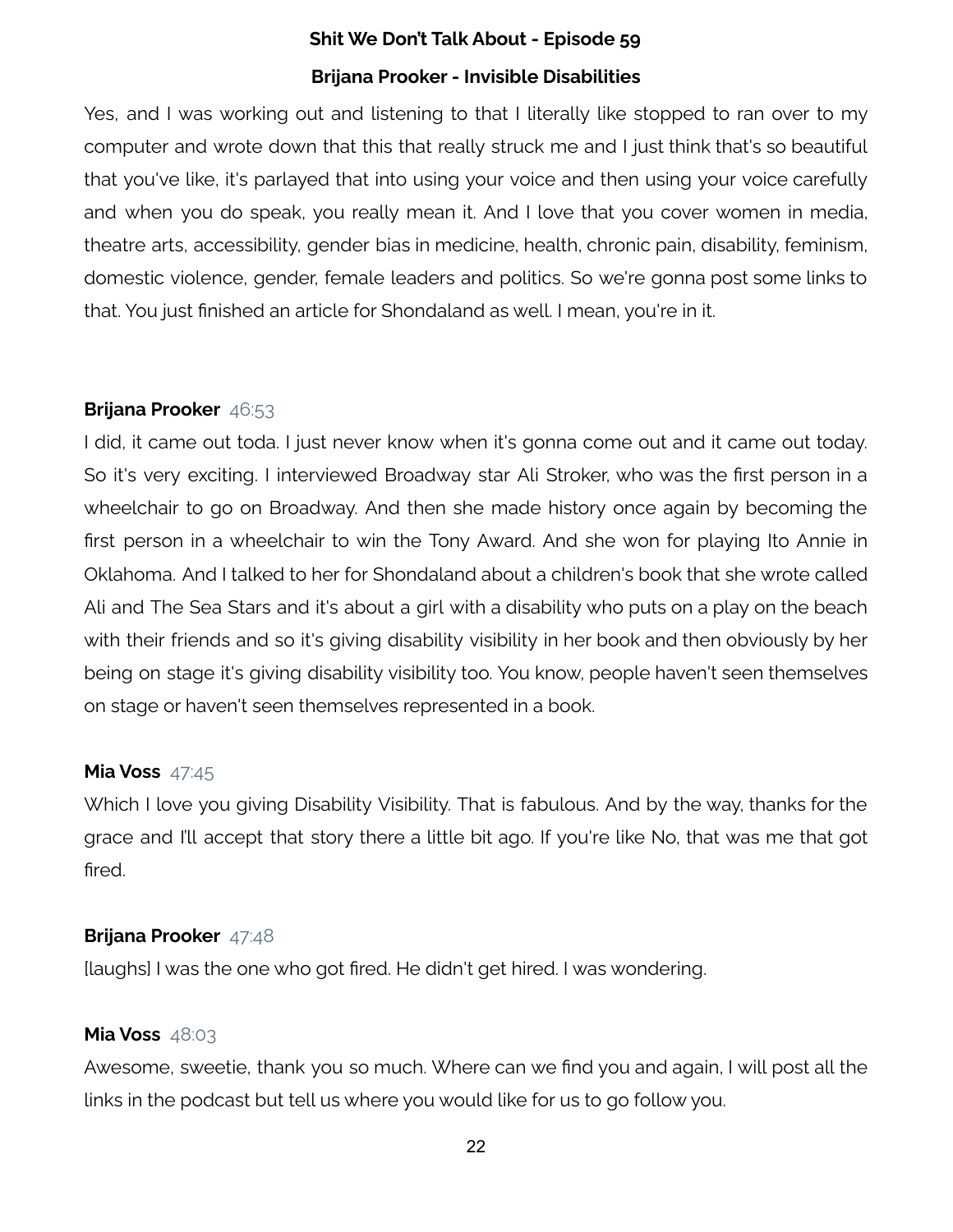Yes, and I was working out and listening to that I literally like stopped to ran over to my computer and wrote down that this that really struck me and I just think that's so beautiful that you've like, it's parlayed that into using your voice and then using your voice carefully and when you do speak, you really mean it. And I love that you cover women in media, theatre arts, accessibility, gender bias in medicine, health, chronic pain, disability, feminism, domestic violence, gender, female leaders and politics. So we're gonna post some links to that. You just finished an article for Shondaland as well. I mean, you're in it.

**Brijana Prooker** 46:53

I did, it came out toda. I just never know when it's gonna come out and it came out today. So it's very exciting. I interviewed Broadway star Ali Stroker, who was the first person in a wheelchair to go on Broadway. And then she made history once again by becoming the first person in a wheelchair to win the Tony Award. And she won for playing Ito Annie in Oklahoma. And I talked to her for Shondaland about a children's book that she wrote called Ali and The Sea Stars and it's about a girl with a disability who puts on a play on the beach with their friends and so it's giving disability visibility in her book and then obviously by her being on stage it's giving disability visibility too. You know, people haven't seen themselves on stage or haven't seen themselves represented in a book.

**Mia Voss** 47:45

Which I love you giving Disability Visibility. That is fabulous. And by the way, thanks for the grace and I'll accept that story there a little bit ago. If you're like No, that was me that got fired.

**Brijana Prooker** 47:48

[laughs] I was the one who got fired. He didn't get hired. I was wondering.

**Mia Voss** 48:03

Awesome, sweetie, thank you so much. Where can we find you and again, I will post all the links in the podcast but tell us where you would like for us to go follow you.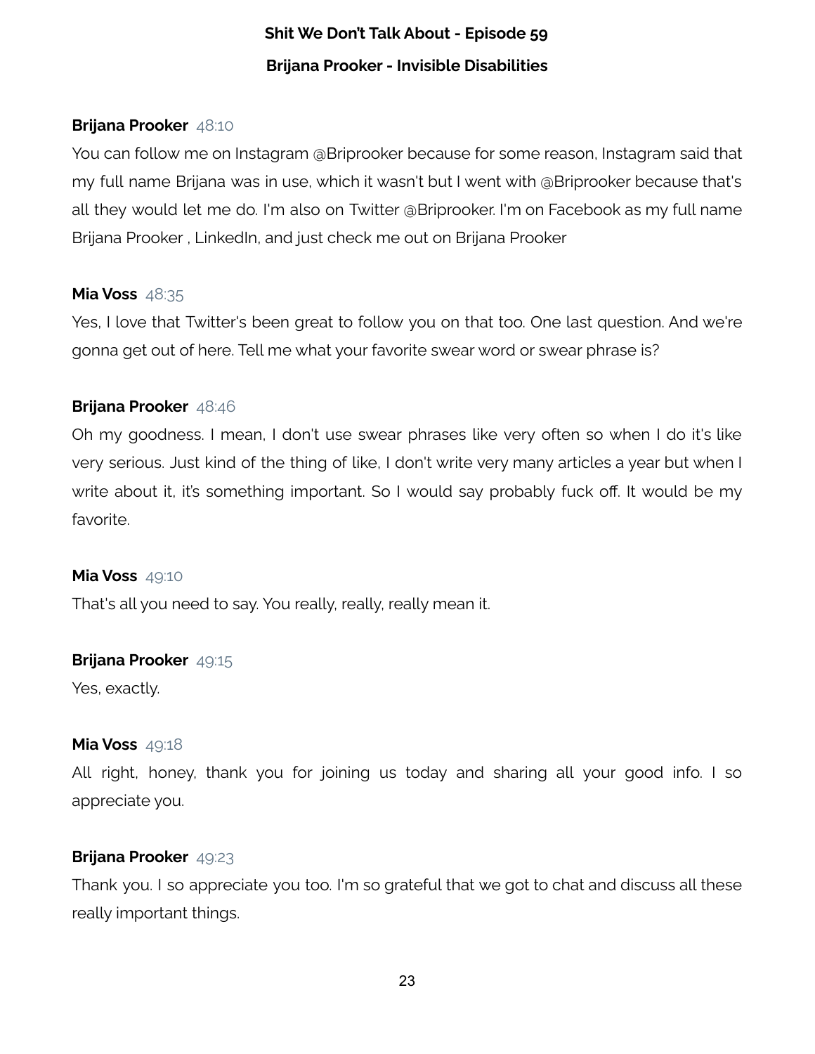**Brijana Prooker** 48:10

You can follow me on Instagram @Briprooker because for some reason, Instagram said that my full name Brijana was in use, which it wasn't but I went with @Briprooker because that's all they would let me do. I'm also on Twitter @Briprooker. I'm on Facebook as my full name Brijana Prooker , LinkedIn, and just check me out on Brijana Prooker

**Mia Voss** 48:35

Yes, I love that Twitter's been great to follow you on that too. One last question. And we're gonna get out of here. Tell me what your favorite swear word or swear phrase is?

**Brijana Prooker** 48:46

Oh my goodness. I mean, I don't use swear phrases like very often so when I do it's like very serious. Just kind of the thing of like, I don't write very many articles a year but when I write about it, it's something important. So I would say probably fuck off. It would be my favorite.

**Mia Voss** 49:10

That's all you need to say. You really, really, really mean it.

**Brijana Prooker** 49:15

Yes, exactly.

**Mia Voss** 49:18

All right, honey, thank you for joining us today and sharing all your good info. I so appreciate you.

**Brijana Prooker** 49:23

Thank you. I so appreciate you too. I'm so grateful that we got to chat and discuss all these really important things.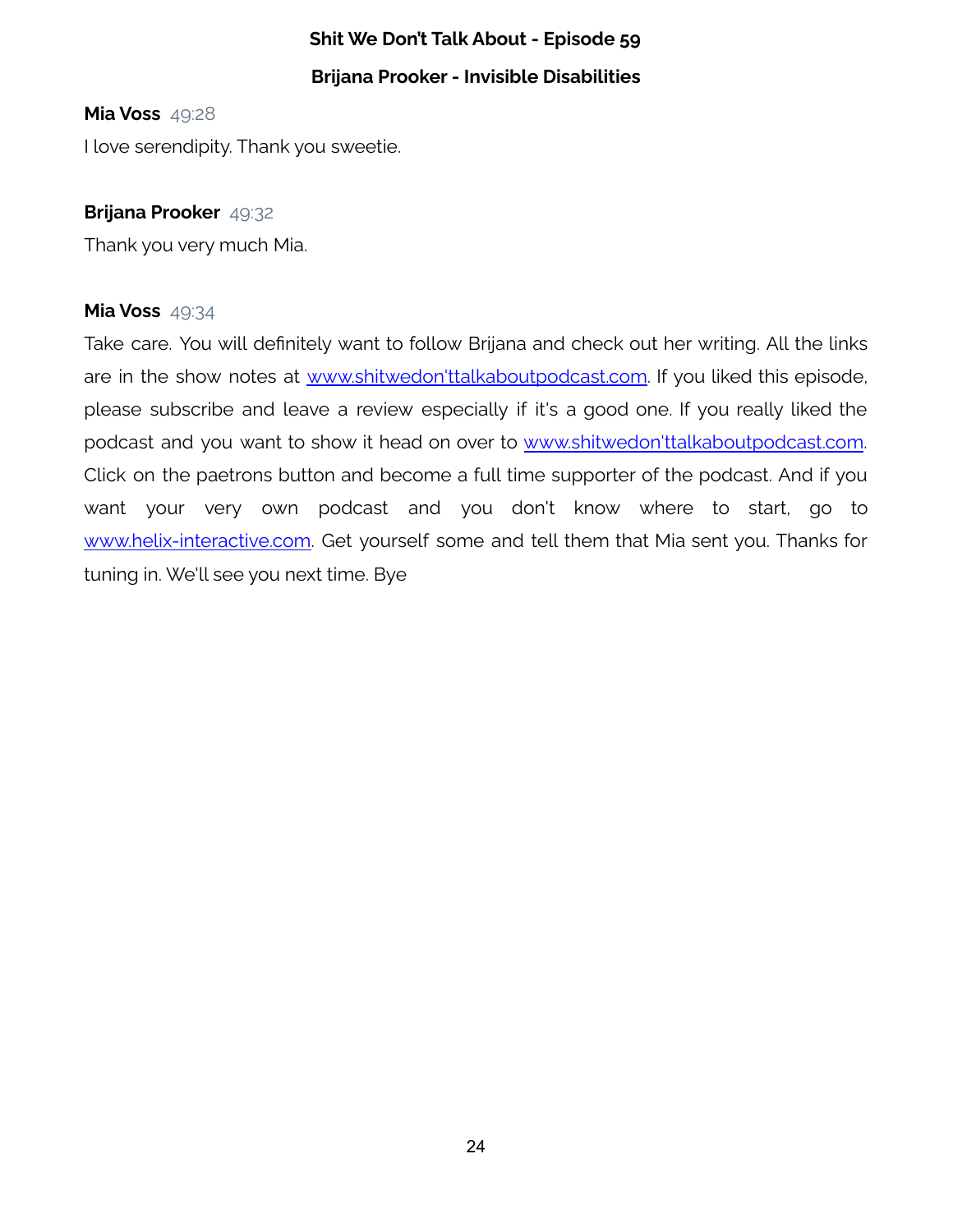**Mia Voss** 49:28

I love serendipity. Thank you sweetie.

**Brijana Prooker** 49:32

Thank you very much Mia.

**Mia Voss** 49:34

Take care. You will definitely want to follow Brijana and check out her writing. All the links are in the show notes at www.shitwedon'ttalkaboutpodcast.com. If you liked this episode, please subscribe and leave a review especially if it's a good one. If you really liked the podcast and you want to show it head on over to www.shitwedon'ttalkaboutpodcast.com. Click on the paetrons button and become a full time supporter of the podcast. And if you want your very own podcast and you don't know where to start, go to www.helix-interactive.com. Get yourself some and tell them that Mia sent you. Thanks for tuning in. We'll see you next time. Bye